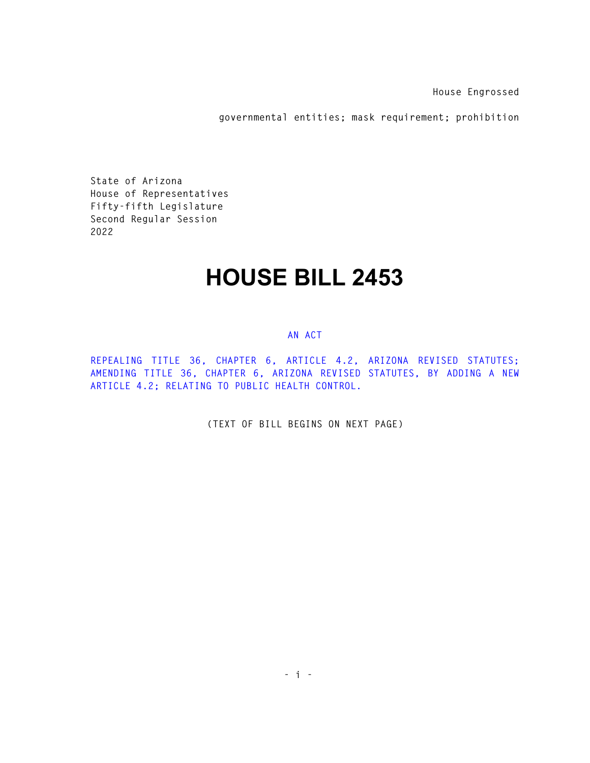House Engrossed

governmental entities; mask requirement; prohibition

State of Arizona
House of Representatives
Fifty-fifth Legislature
Second Regular Session
2022

# HOUSE BILL 2453

AN ACT

REPEALING TITLE 36, CHAPTER 6, ARTICLE 4.2, ARIZONA REVISED STATUTES; AMENDING TITLE 36, CHAPTER 6, ARIZONA REVISED STATUTES, BY ADDING A NEW ARTICLE 4.2; RELATING TO PUBLIC HEALTH CONTROL.

(TEXT OF BILL BEGINS ON NEXT PAGE)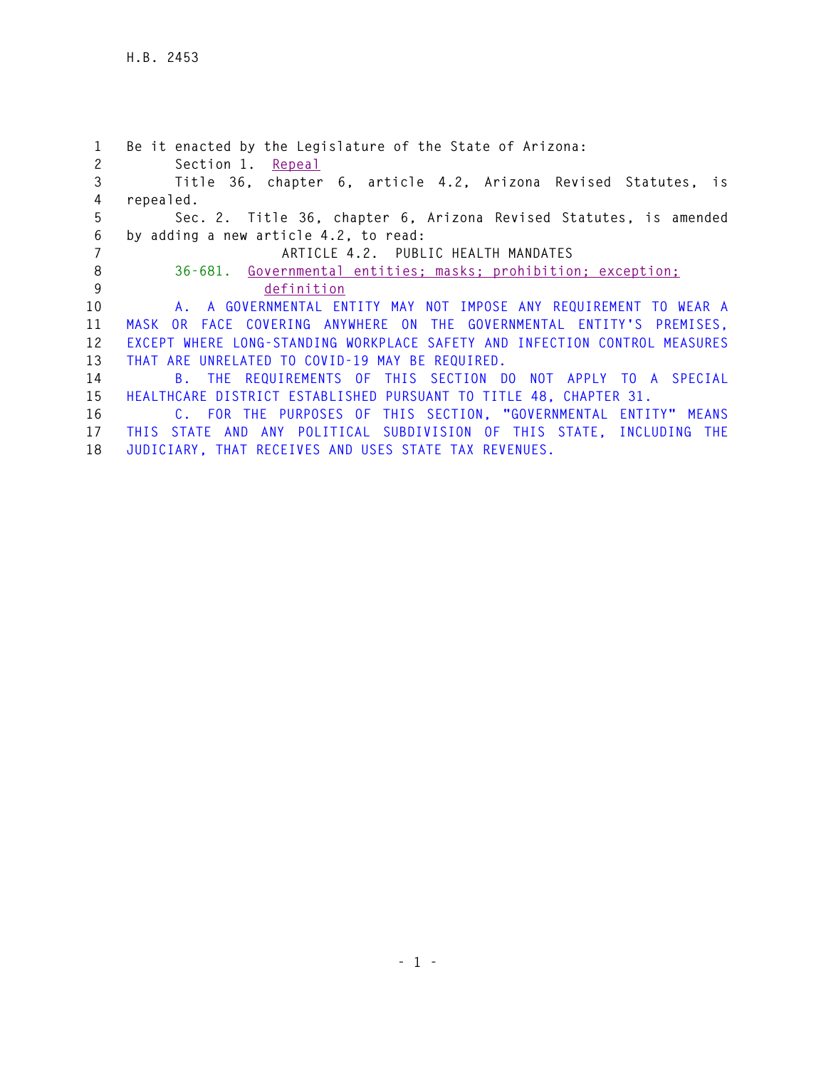Be it enacted by the Legislature of the State of Arizona:

Section 1. Repeal

Title 36, chapter 6, article 4.2, Arizona Revised Statutes, is repealed.

Sec. 2. Title 36, chapter 6, Arizona Revised Statutes, is amended by adding a new article 4.2, to read:

ARTICLE 4.2. PUBLIC HEALTH MANDATES

36-681. Governmental entities; masks; prohibition; exception; definition

A. A GOVERNMENTAL ENTITY MAY NOT IMPOSE ANY REQUIREMENT TO WEAR A MASK OR FACE COVERING ANYWHERE ON THE GOVERNMENTAL ENTITY'S PREMISES, EXCEPT WHERE LONG-STANDING WORKPLACE SAFETY AND INFECTION CONTROL MEASURES THAT ARE UNRELATED TO COVID-19 MAY BE REQUIRED.

B. THE REQUIREMENTS OF THIS SECTION DO NOT APPLY TO A SPECIAL HEALTHCARE DISTRICT ESTABLISHED PURSUANT TO TITLE 48, CHAPTER 31.

C. FOR THE PURPOSES OF THIS SECTION, "GOVERNMENTAL ENTITY" MEANS THIS STATE AND ANY POLITICAL SUBDIVISION OF THIS STATE, INCLUDING THE JUDICIARY, THAT RECEIVES AND USES STATE TAX REVENUES.